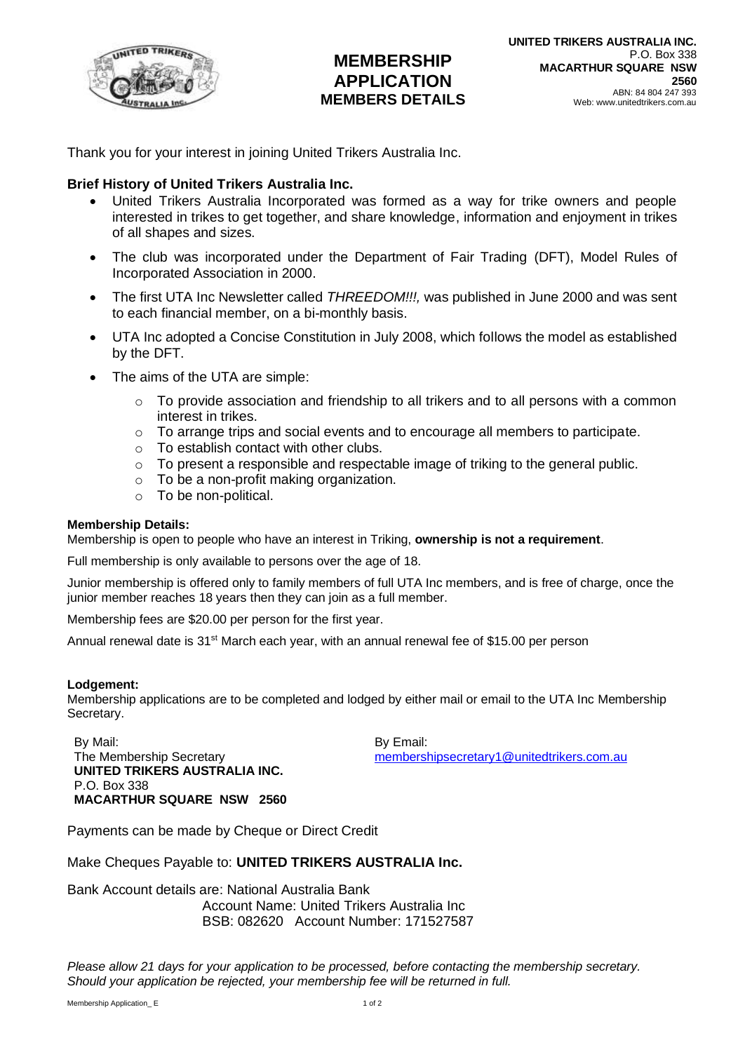# MEMBERSHIP APPLICATION
## MEMBERS DETAILS

**UNITED TRIKERS AUSTRALIA INC.**
P.O. Box 338
**MACARTHUR SQUARE NSW 2560**
ABN: 84 804 247 393
Web: www.unitedtrikers.com.au

Thank you for your interest in joining United Trikers Australia Inc.

### Brief History of United Trikers Australia Inc.

- United Trikers Australia Incorporated was formed as a way for trike owners and people interested in trikes to get together, and share knowledge, information and enjoyment in trikes of all shapes and sizes.
- The club was incorporated under the Department of Fair Trading (DFT), Model Rules of Incorporated Association in 2000.
- The first UTA Inc Newsletter called *THREEDOM!!!,* was published in June 2000 and was sent to each financial member, on a bi-monthly basis.
- UTA Inc adopted a Concise Constitution in July 2008, which follows the model as established by the DFT.
- The aims of the UTA are simple:
  - To provide association and friendship to all trikers and to all persons with a common interest in trikes.
  - To arrange trips and social events and to encourage all members to participate.
  - To establish contact with other clubs.
  - To present a responsible and respectable image of triking to the general public.
  - To be a non-profit making organization.
  - To be non-political.

**Membership Details:**

Membership is open to people who have an interest in Triking, **ownership is not a requirement**.

Full membership is only available to persons over the age of 18.

Junior membership is offered only to family members of full UTA Inc members, and is free of charge, once the junior member reaches 18 years then they can join as a full member.

Membership fees are $20.00 per person for the first year.

Annual renewal date is 31st March each year, with an annual renewal fee of $15.00 per person

**Lodgement:**

Membership applications are to be completed and lodged by either mail or email to the UTA Inc Membership Secretary.

By Mail:
The Membership Secretary
**UNITED TRIKERS AUSTRALIA INC.**
P.O. Box 338
**MACARTHUR SQUARE NSW 2560**

By Email:
membershipsecretary1@unitedtrikers.com.au

Payments can be made by Cheque or Direct Credit

Make Cheques Payable to: **UNITED TRIKERS AUSTRALIA Inc.**

Bank Account details are: National Australia Bank
Account Name: United Trikers Australia Inc
BSB: 082620 Account Number: 171527587

*Please allow 21 days for your application to be processed, before contacting the membership secretary. Should your application be rejected, your membership fee will be returned in full.*

Membership Application_ E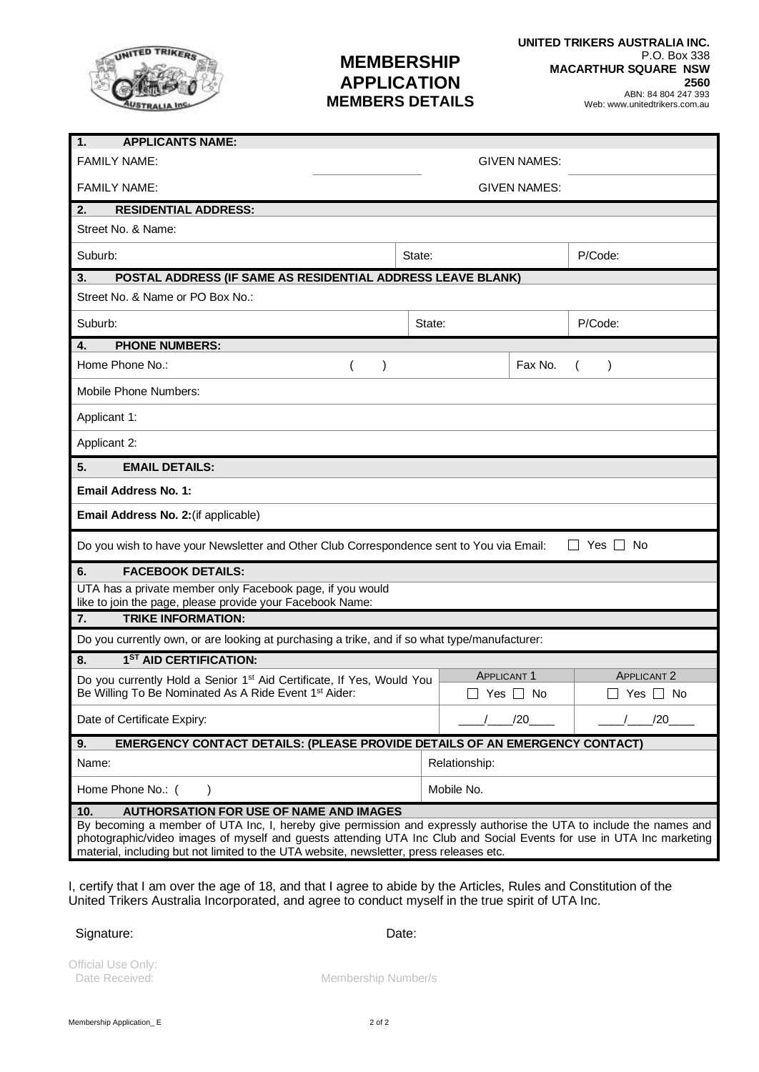**UNITED TRIKERS AUSTRALIA INC.**
P.O. Box 338
**MACARTHUR SQUARE NSW 2560**
ABN: 84 804 247 393
Web: www.unitedtrikers.com.au

# MEMBERSHIP APPLICATION
## MEMBERS DETAILS

**1. APPLICANTS NAME:**

| | |
|---|---|
| FAMILY NAME: | GIVEN NAMES: |
| FAMILY NAME: | GIVEN NAMES: |

**2. RESIDENTIAL ADDRESS:**

| | | |
|---|---|---|
| Street No. & Name: | | |
| Suburb: | State: | P/Code: |

**3. POSTAL ADDRESS (IF SAME AS RESIDENTIAL ADDRESS LEAVE BLANK)**

| | | |
|---|---|---|
| Street No. & Name or PO Box No.: | | |
| Suburb: | State: | P/Code: |

**4. PHONE NUMBERS:**

| | |
|---|---|
| Home Phone No.: ( ) | Fax No. ( ) |
| Mobile Phone Numbers: | |
| Applicant 1: | |
| Applicant 2: | |

**5. EMAIL DETAILS:**

**Email Address No. 1:**

**Email Address No. 2:** (if applicable)

Do you wish to have your Newsletter and Other Club Correspondence sent to You via Email: ☐ Yes ☐ No

**6. FACEBOOK DETAILS:**

UTA has a private member only Facebook page, if you would like to join the page, please provide your Facebook Name:

**7. TRIKE INFORMATION:**

Do you currently own, or are looking at purchasing a trike, and if so what type/manufacturer:

**8. 1ST AID CERTIFICATION:**

| | APPLICANT 1 | APPLICANT 2 |
|---|---|---|
| Do you currently Hold a Senior 1st Aid Certificate, If Yes, Would You Be Willing To Be Nominated As A Ride Event 1st Aider: | ☐ Yes ☐ No | ☐ Yes ☐ No |
| Date of Certificate Expiry: | \_\_\_\_/\_\_\_\_/20\_\_\_\_ | \_\_\_\_/\_\_\_\_/20\_\_\_\_ |

**9. EMERGENCY CONTACT DETAILS: (PLEASE PROVIDE DETAILS OF AN EMERGENCY CONTACT)**

| | |
|---|---|
| Name: | Relationship: |
| Home Phone No.: ( ) | Mobile No. |

**10. AUTHORSATION FOR USE OF NAME AND IMAGES**

By becoming a member of UTA Inc, I, hereby give permission and expressly authorise the UTA to include the names and photographic/video images of myself and guests attending UTA Inc Club and Social Events for use in UTA Inc marketing material, including but not limited to the UTA website, newsletter, press releases etc.

I, certify that I am over the age of 18, and that I agree to abide by the Articles, Rules and Constitution of the United Trikers Australia Incorporated, and agree to conduct myself in the true spirit of UTA Inc.

Signature: Date:

Official Use Only:
Date Received: Membership Number/s

Membership Application_ E